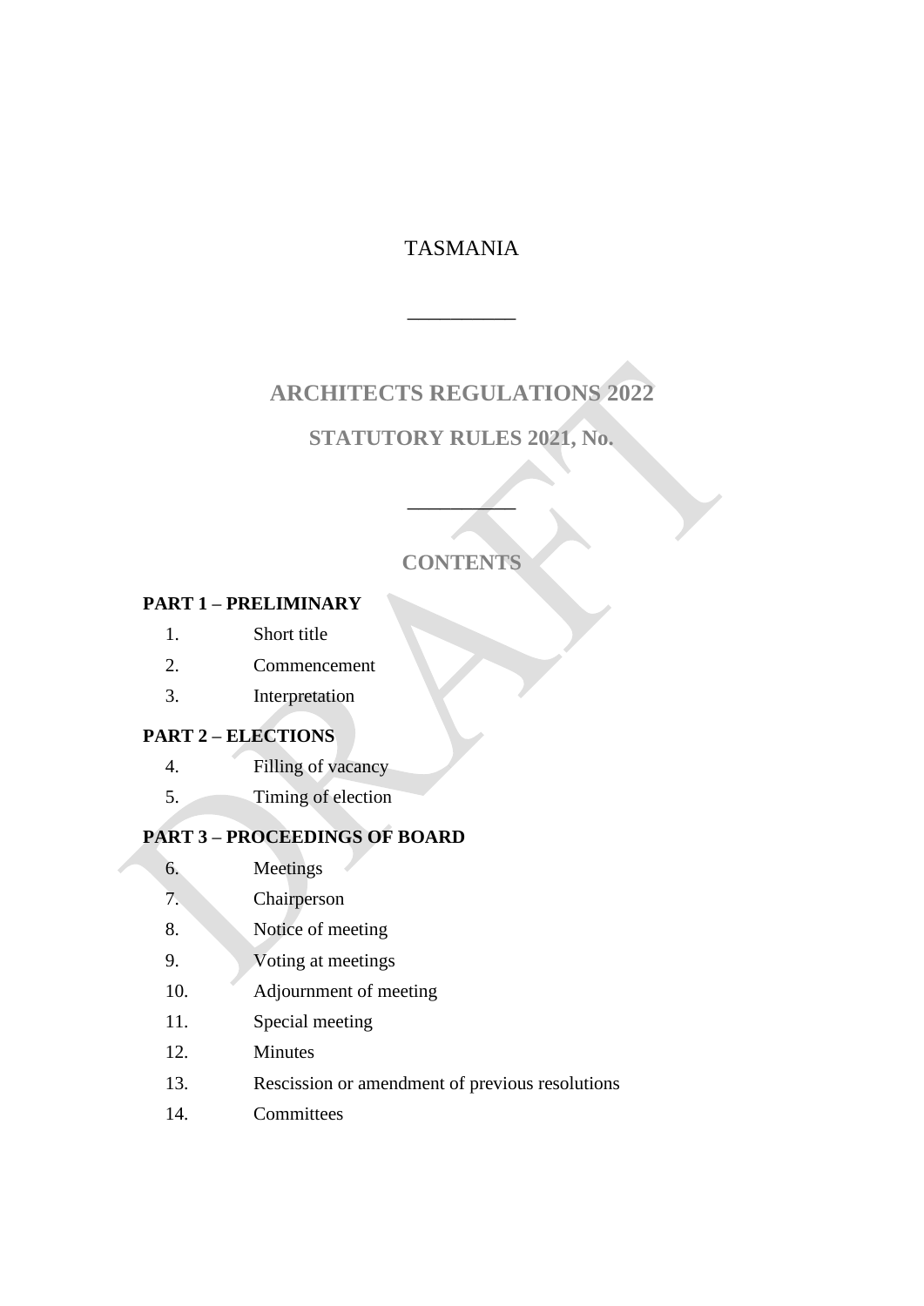TASMANIA

---

# ARCHITECTS REGULATIONS 2022

## STATUTORY RULES 2021, No.

---

## CONTENTS

**PART 1 – PRELIMINARY**

1. Short title
2. Commencement
3. Interpretation

**PART 2 – ELECTIONS**

4. Filling of vacancy
5. Timing of election

**PART 3 – PROCEEDINGS OF BOARD**

6. Meetings
7. Chairperson
8. Notice of meeting
9. Voting at meetings
10. Adjournment of meeting
11. Special meeting
12. Minutes
13. Rescission or amendment of previous resolutions
14. Committees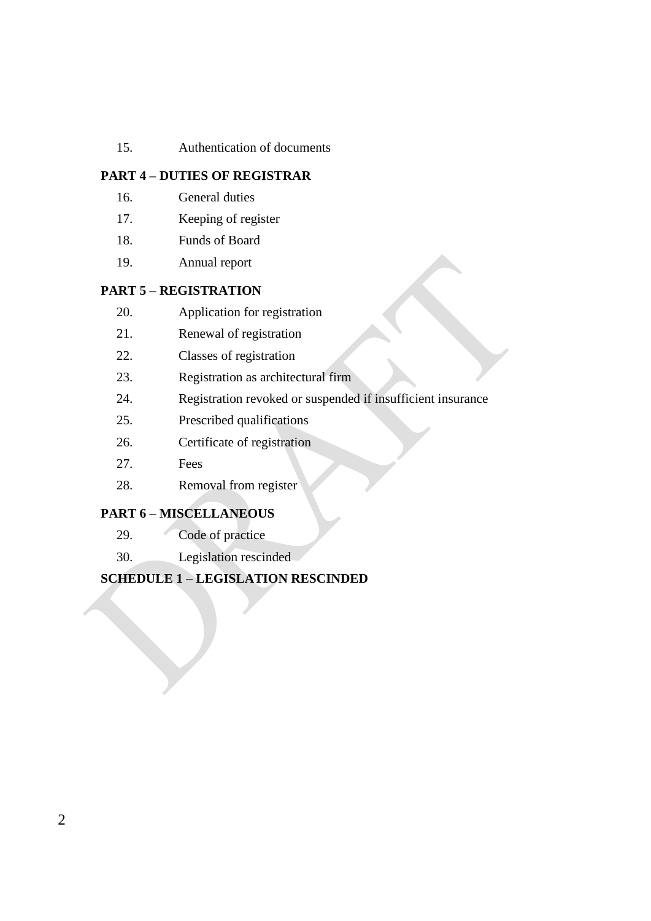15. Authentication of documents

**PART 4 – DUTIES OF REGISTRAR**

16. General duties
17. Keeping of register
18. Funds of Board
19. Annual report

**PART 5 – REGISTRATION**

20. Application for registration
21. Renewal of registration
22. Classes of registration
23. Registration as architectural firm
24. Registration revoked or suspended if insufficient insurance
25. Prescribed qualifications
26. Certificate of registration
27. Fees
28. Removal from register

**PART 6 – MISCELLANEOUS**

29. Code of practice
30. Legislation rescinded

**SCHEDULE 1 – LEGISLATION RESCINDED**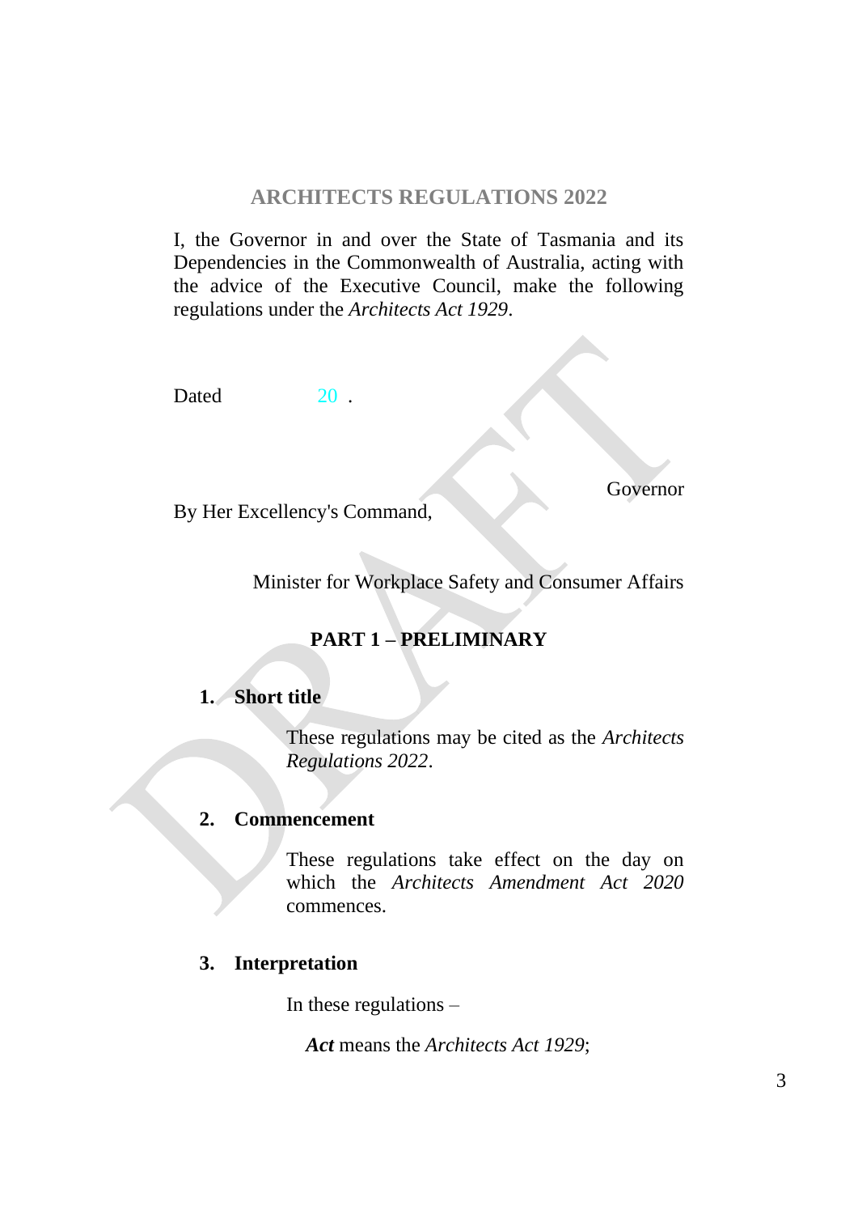# ARCHITECTS REGULATIONS 2022

I, the Governor in and over the State of Tasmania and its Dependencies in the Commonwealth of Australia, acting with the advice of the Executive Council, make the following regulations under the *Architects Act 1929*.

Dated 20 .

Governor

By Her Excellency's Command,

Minister for Workplace Safety and Consumer Affairs

## PART 1 – PRELIMINARY

### 1. Short title

These regulations may be cited as the *Architects Regulations 2022*.

### 2. Commencement

These regulations take effect on the day on which the *Architects Amendment Act 2020* commences.

### 3. Interpretation

In these regulations –

***Act*** means the *Architects Act 1929*;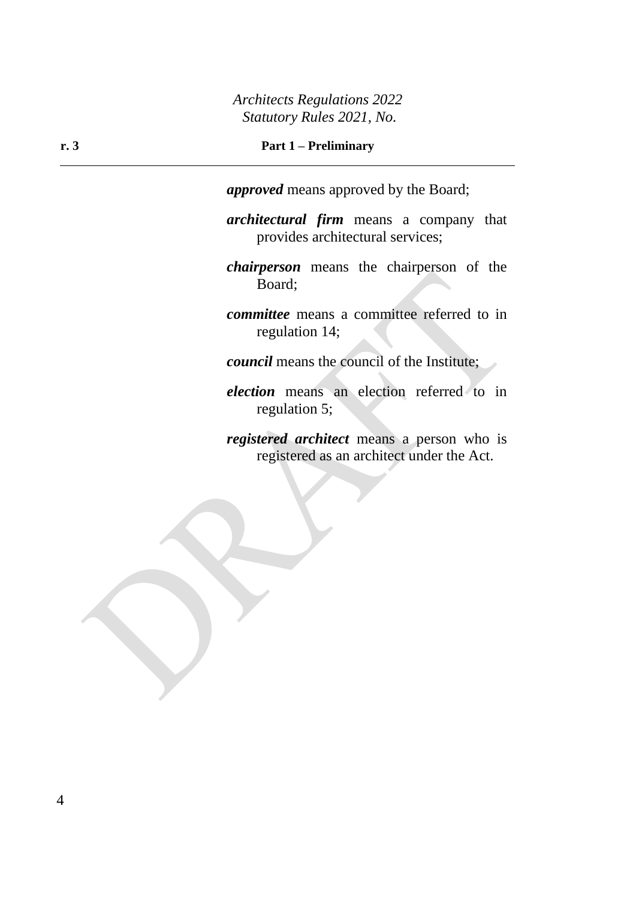***approved*** means approved by the Board;

***architectural firm*** means a company that provides architectural services;

***chairperson*** means the chairperson of the Board;

***committee*** means a committee referred to in regulation 14;

***council*** means the council of the Institute;

***election*** means an election referred to in regulation 5;

***registered architect*** means a person who is registered as an architect under the Act.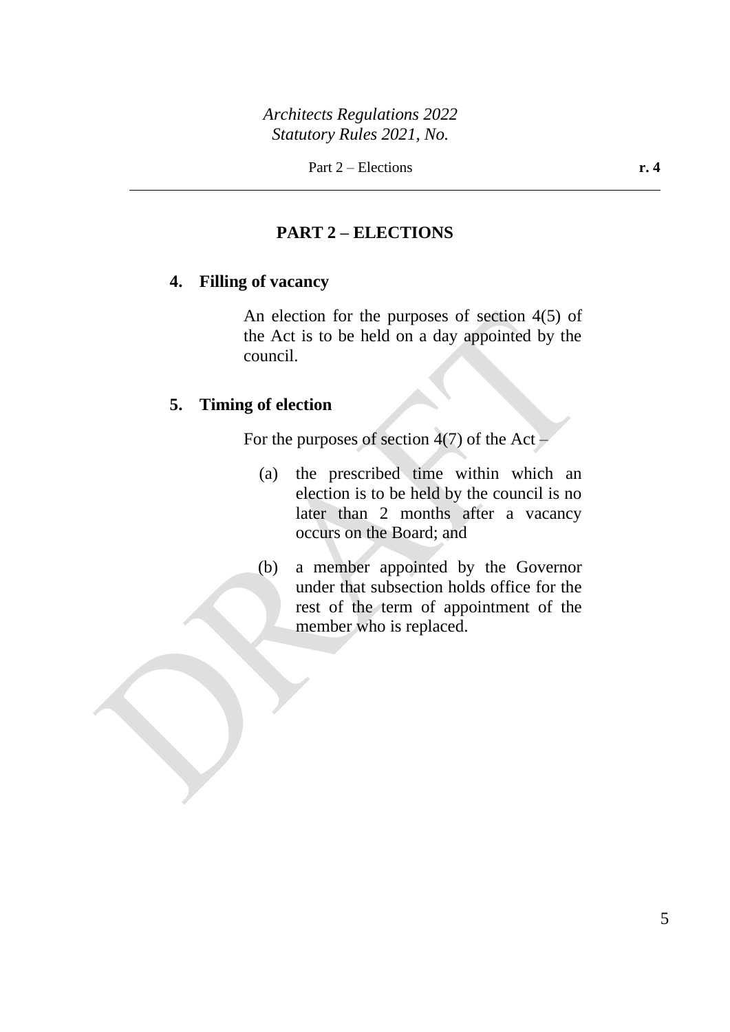## PART 2 – ELECTIONS

### 4. Filling of vacancy

An election for the purposes of section 4(5) of the Act is to be held on a day appointed by the council.

### 5. Timing of election

For the purposes of section 4(7) of the Act –

(a) the prescribed time within which an election is to be held by the council is no later than 2 months after a vacancy occurs on the Board; and

(b) a member appointed by the Governor under that subsection holds office for the rest of the term of appointment of the member who is replaced.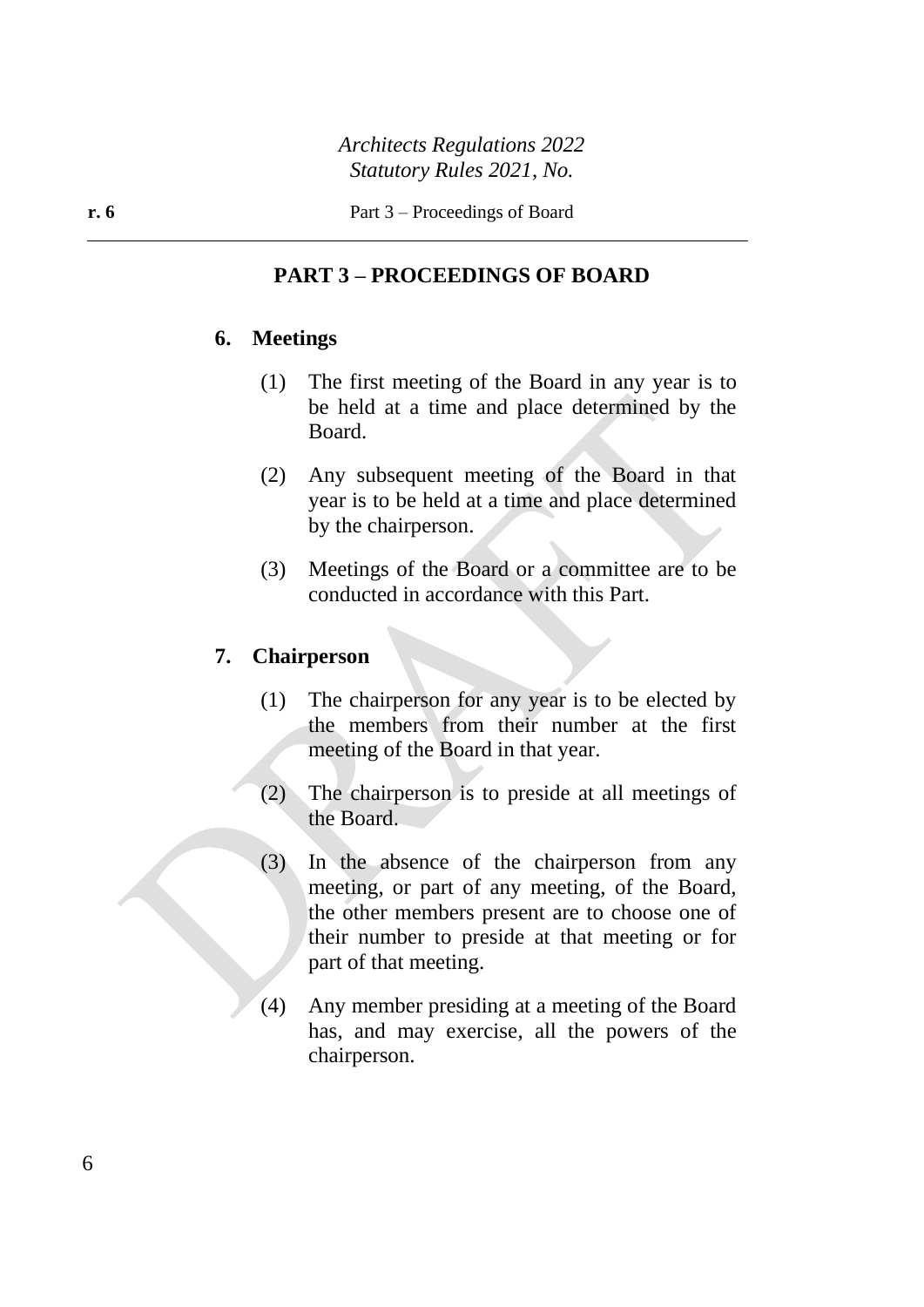## PART 3 – PROCEEDINGS OF BOARD

### 6. Meetings

(1) The first meeting of the Board in any year is to be held at a time and place determined by the Board.

(2) Any subsequent meeting of the Board in that year is to be held at a time and place determined by the chairperson.

(3) Meetings of the Board or a committee are to be conducted in accordance with this Part.

### 7. Chairperson

(1) The chairperson for any year is to be elected by the members from their number at the first meeting of the Board in that year.

(2) The chairperson is to preside at all meetings of the Board.

(3) In the absence of the chairperson from any meeting, or part of any meeting, of the Board, the other members present are to choose one of their number to preside at that meeting or for part of that meeting.

(4) Any member presiding at a meeting of the Board has, and may exercise, all the powers of the chairperson.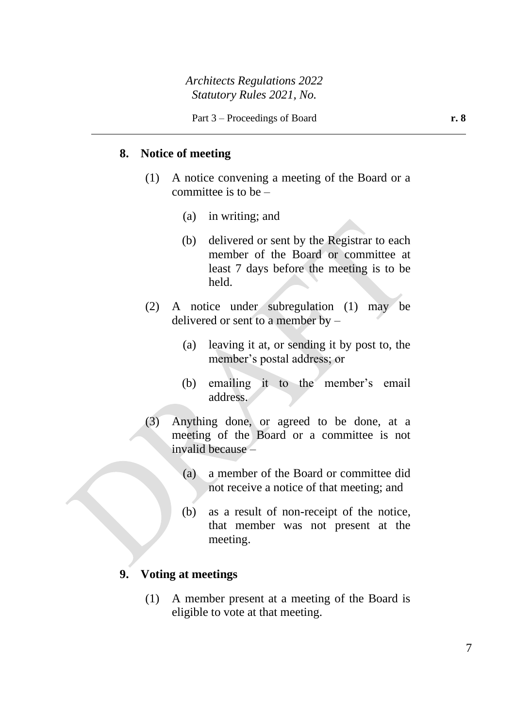## 8. Notice of meeting

(1) A notice convening a meeting of the Board or a committee is to be –

(a) in writing; and

(b) delivered or sent by the Registrar to each member of the Board or committee at least 7 days before the meeting is to be held.

(2) A notice under subregulation (1) may be delivered or sent to a member by –

(a) leaving it at, or sending it by post to, the member's postal address; or

(b) emailing it to the member's email address.

(3) Anything done, or agreed to be done, at a meeting of the Board or a committee is not invalid because –

(a) a member of the Board or committee did not receive a notice of that meeting; and

(b) as a result of non-receipt of the notice, that member was not present at the meeting.

## 9. Voting at meetings

(1) A member present at a meeting of the Board is eligible to vote at that meeting.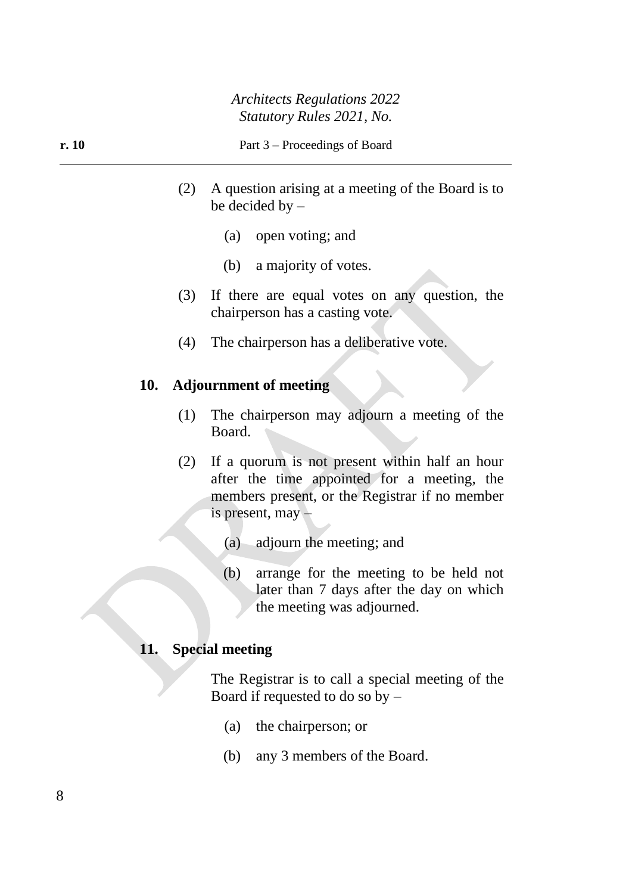(2) A question arising at a meeting of the Board is to be decided by –

(a) open voting; and

(b) a majority of votes.

(3) If there are equal votes on any question, the chairperson has a casting vote.

(4) The chairperson has a deliberative vote.

## 10. Adjournment of meeting

(1) The chairperson may adjourn a meeting of the Board.

(2) If a quorum is not present within half an hour after the time appointed for a meeting, the members present, or the Registrar if no member is present, may –

(a) adjourn the meeting; and

(b) arrange for the meeting to be held not later than 7 days after the day on which the meeting was adjourned.

## 11. Special meeting

The Registrar is to call a special meeting of the Board if requested to do so by –

(a) the chairperson; or

(b) any 3 members of the Board.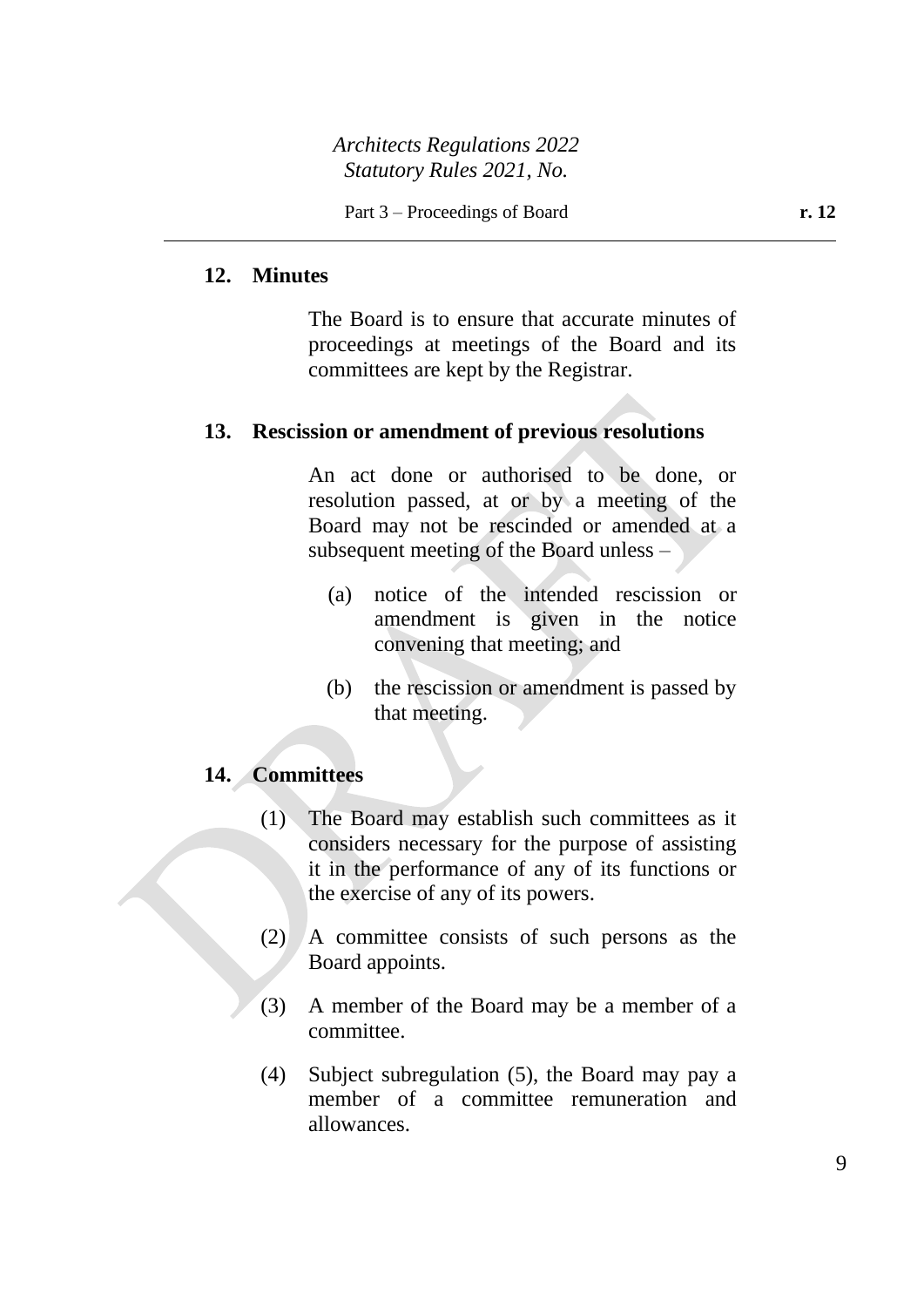## 12. Minutes

The Board is to ensure that accurate minutes of proceedings at meetings of the Board and its committees are kept by the Registrar.

## 13. Rescission or amendment of previous resolutions

An act done or authorised to be done, or resolution passed, at or by a meeting of the Board may not be rescinded or amended at a subsequent meeting of the Board unless –

(a) notice of the intended rescission or amendment is given in the notice convening that meeting; and

(b) the rescission or amendment is passed by that meeting.

## 14. Committees

(1) The Board may establish such committees as it considers necessary for the purpose of assisting it in the performance of any of its functions or the exercise of any of its powers.

(2) A committee consists of such persons as the Board appoints.

(3) A member of the Board may be a member of a committee.

(4) Subject subregulation (5), the Board may pay a member of a committee remuneration and allowances.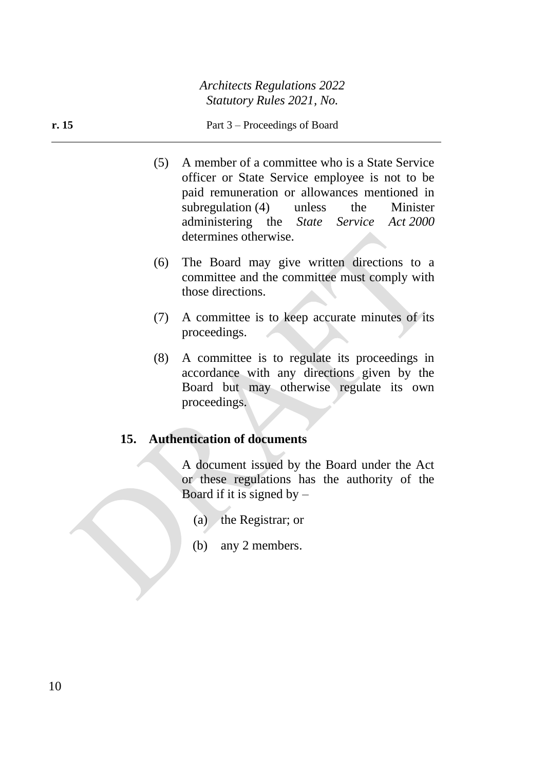(5) A member of a committee who is a State Service officer or State Service employee is not to be paid remuneration or allowances mentioned in subregulation (4) unless the Minister administering the *State Service Act 2000* determines otherwise.

(6) The Board may give written directions to a committee and the committee must comply with those directions.

(7) A committee is to keep accurate minutes of its proceedings.

(8) A committee is to regulate its proceedings in accordance with any directions given by the Board but may otherwise regulate its own proceedings.

### 15. Authentication of documents

A document issued by the Board under the Act or these regulations has the authority of the Board if it is signed by –

(a) the Registrar; or

(b) any 2 members.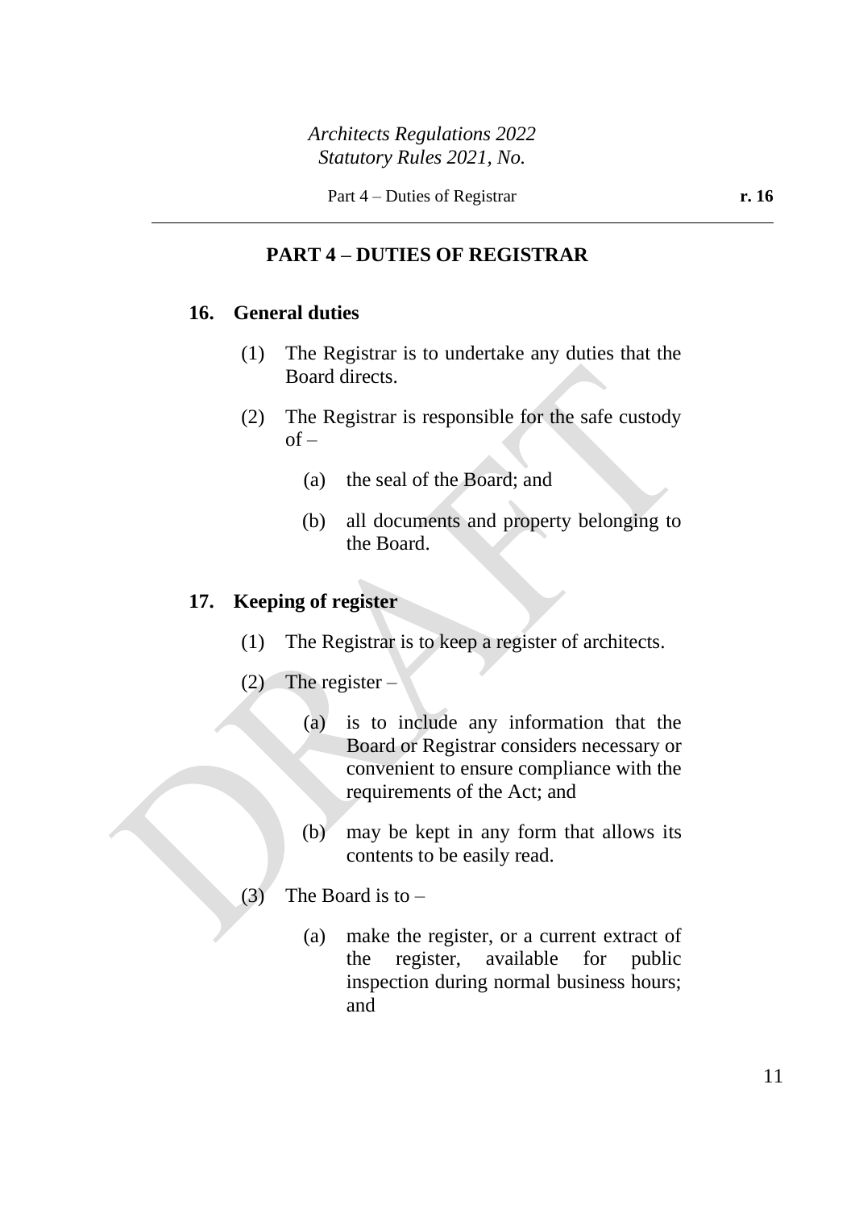## PART 4 – DUTIES OF REGISTRAR

### 16. General duties

(1) The Registrar is to undertake any duties that the Board directs.

(2) The Registrar is responsible for the safe custody of –

(a) the seal of the Board; and

(b) all documents and property belonging to the Board.

### 17. Keeping of register

(1) The Registrar is to keep a register of architects.

(2) The register –

(a) is to include any information that the Board or Registrar considers necessary or convenient to ensure compliance with the requirements of the Act; and

(b) may be kept in any form that allows its contents to be easily read.

(3) The Board is to –

(a) make the register, or a current extract of the register, available for public inspection during normal business hours; and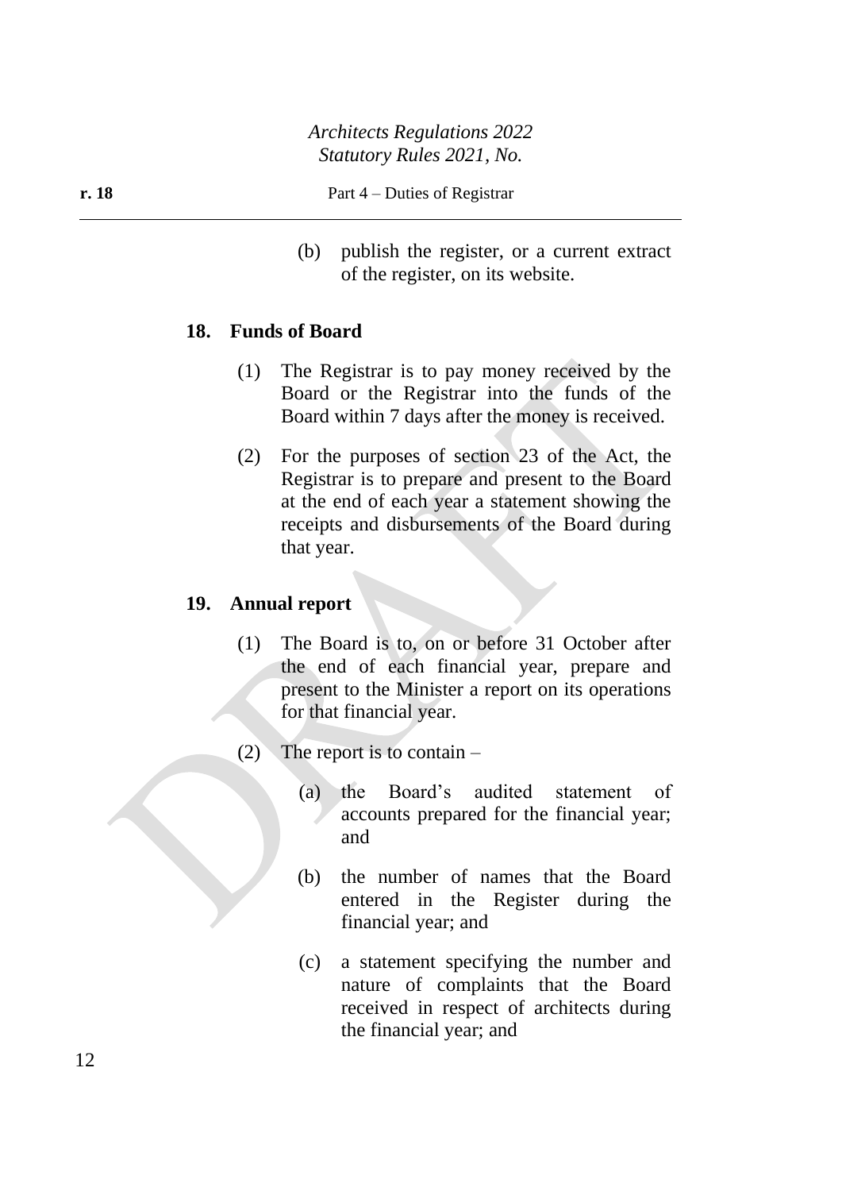(b) publish the register, or a current extract of the register, on its website.

### 18. Funds of Board

(1) The Registrar is to pay money received by the Board or the Registrar into the funds of the Board within 7 days after the money is received.

(2) For the purposes of section 23 of the Act, the Registrar is to prepare and present to the Board at the end of each year a statement showing the receipts and disbursements of the Board during that year.

### 19. Annual report

(1) The Board is to, on or before 31 October after the end of each financial year, prepare and present to the Minister a report on its operations for that financial year.

(2) The report is to contain –

(a) the Board's audited statement of accounts prepared for the financial year; and

(b) the number of names that the Board entered in the Register during the financial year; and

(c) a statement specifying the number and nature of complaints that the Board received in respect of architects during the financial year; and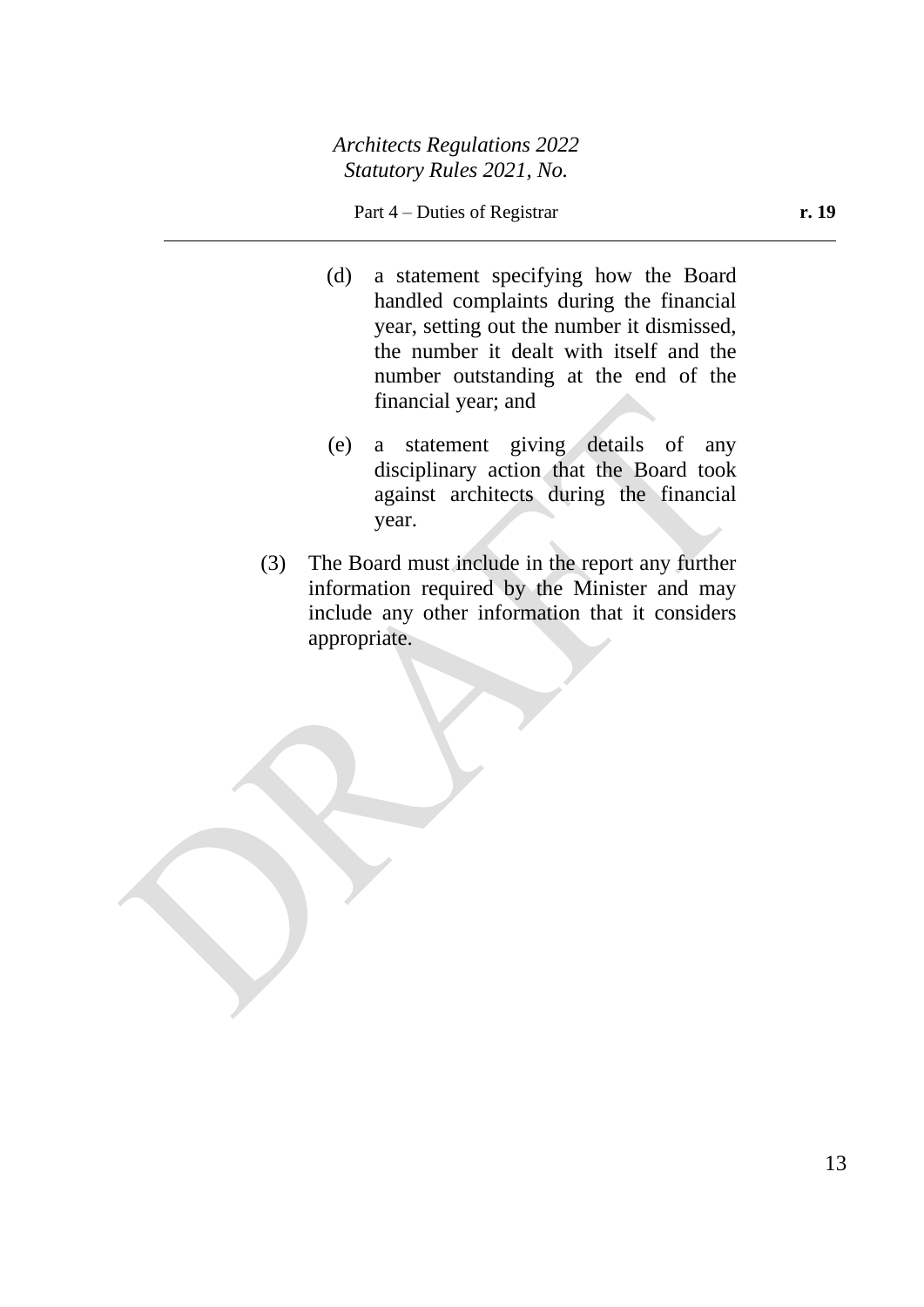(d) a statement specifying how the Board handled complaints during the financial year, setting out the number it dismissed, the number it dealt with itself and the number outstanding at the end of the financial year; and

(e) a statement giving details of any disciplinary action that the Board took against architects during the financial year.

(3) The Board must include in the report any further information required by the Minister and may include any other information that it considers appropriate.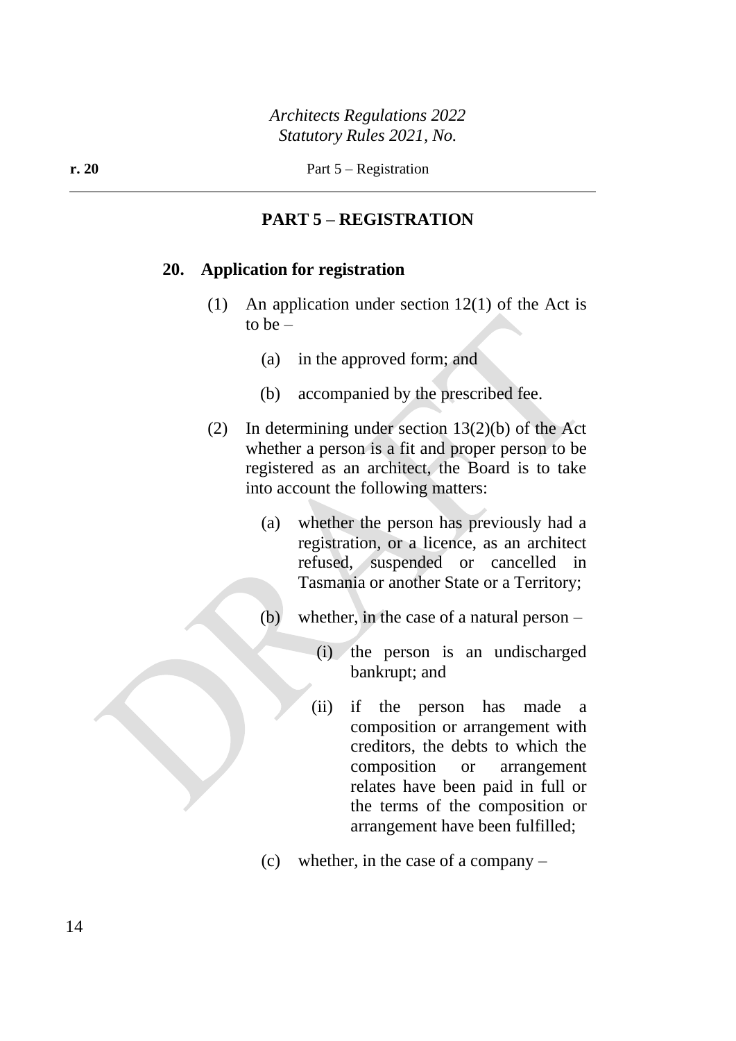## PART 5 – REGISTRATION

### 20. Application for registration

(1) An application under section 12(1) of the Act is to be –

(a) in the approved form; and

(b) accompanied by the prescribed fee.

(2) In determining under section 13(2)(b) of the Act whether a person is a fit and proper person to be registered as an architect, the Board is to take into account the following matters:

(a) whether the person has previously had a registration, or a licence, as an architect refused, suspended or cancelled in Tasmania or another State or a Territory;

(b) whether, in the case of a natural person –

(i) the person is an undischarged bankrupt; and

(ii) if the person has made a composition or arrangement with creditors, the debts to which the composition or arrangement relates have been paid in full or the terms of the composition or arrangement have been fulfilled;

(c) whether, in the case of a company –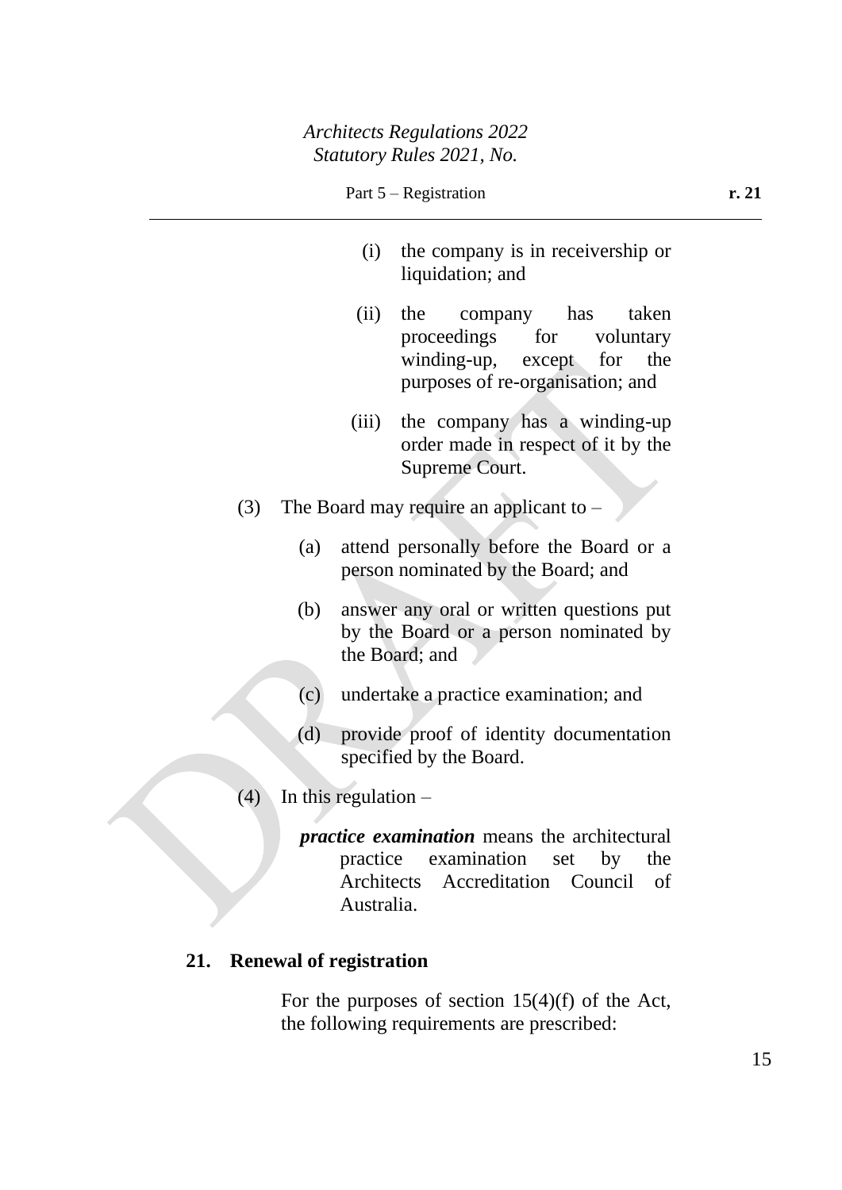(i) the company is in receivership or liquidation; and

(ii) the company has taken proceedings for voluntary winding-up, except for the purposes of re-organisation; and

(iii) the company has a winding-up order made in respect of it by the Supreme Court.

(3) The Board may require an applicant to –

(a) attend personally before the Board or a person nominated by the Board; and

(b) answer any oral or written questions put by the Board or a person nominated by the Board; and

(c) undertake a practice examination; and

(d) provide proof of identity documentation specified by the Board.

(4) In this regulation –

***practice examination*** means the architectural practice examination set by the Architects Accreditation Council of Australia.

**21. Renewal of registration**

For the purposes of section 15(4)(f) of the Act, the following requirements are prescribed: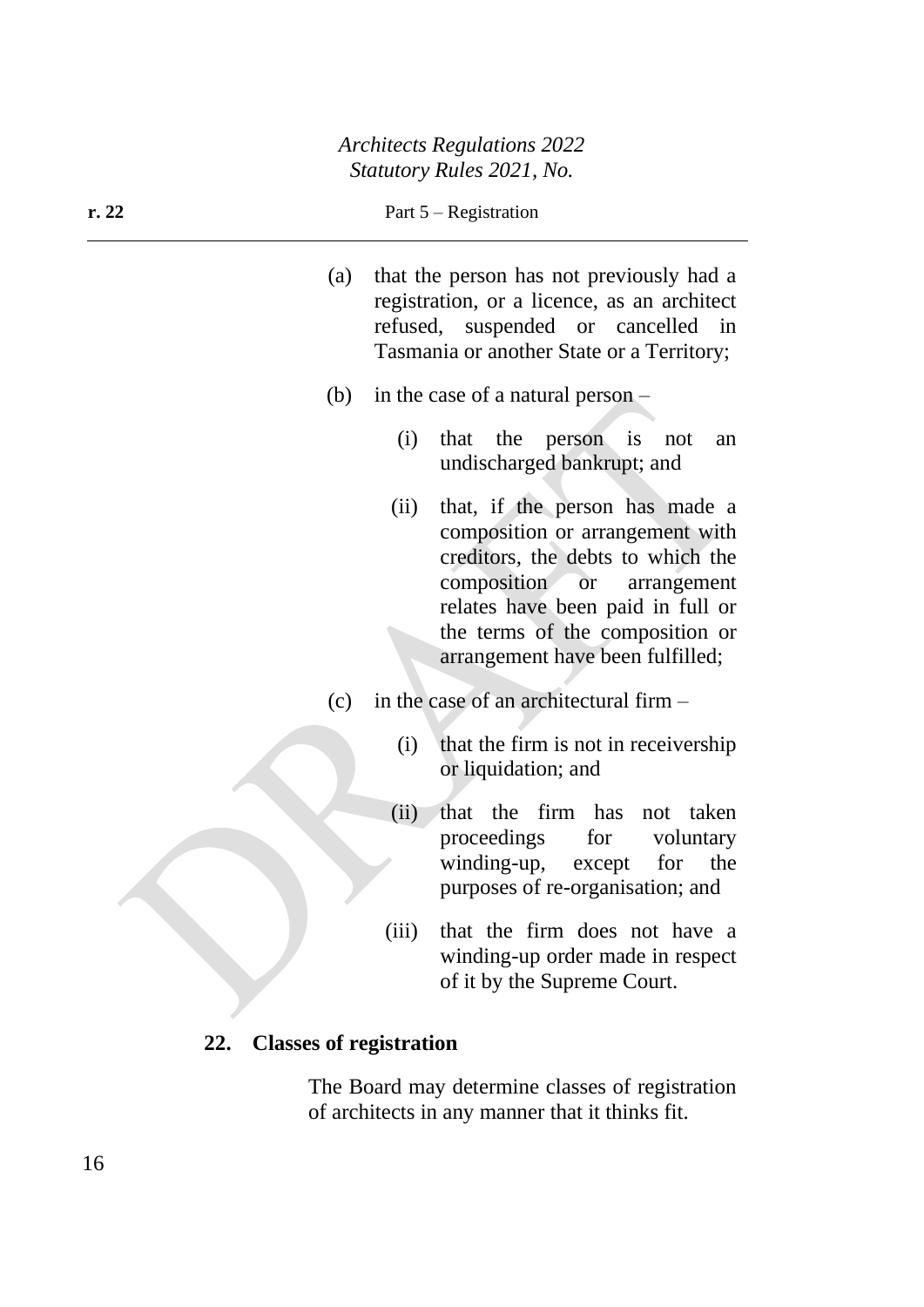(a) that the person has not previously had a registration, or a licence, as an architect refused, suspended or cancelled in Tasmania or another State or a Territory;

(b) in the case of a natural person –

  (i) that the person is not an undischarged bankrupt; and

  (ii) that, if the person has made a composition or arrangement with creditors, the debts to which the composition or arrangement relates have been paid in full or the terms of the composition or arrangement have been fulfilled;

(c) in the case of an architectural firm –

  (i) that the firm is not in receivership or liquidation; and

  (ii) that the firm has not taken proceedings for voluntary winding-up, except for the purposes of re-organisation; and

  (iii) that the firm does not have a winding-up order made in respect of it by the Supreme Court.

**22. Classes of registration**

The Board may determine classes of registration of architects in any manner that it thinks fit.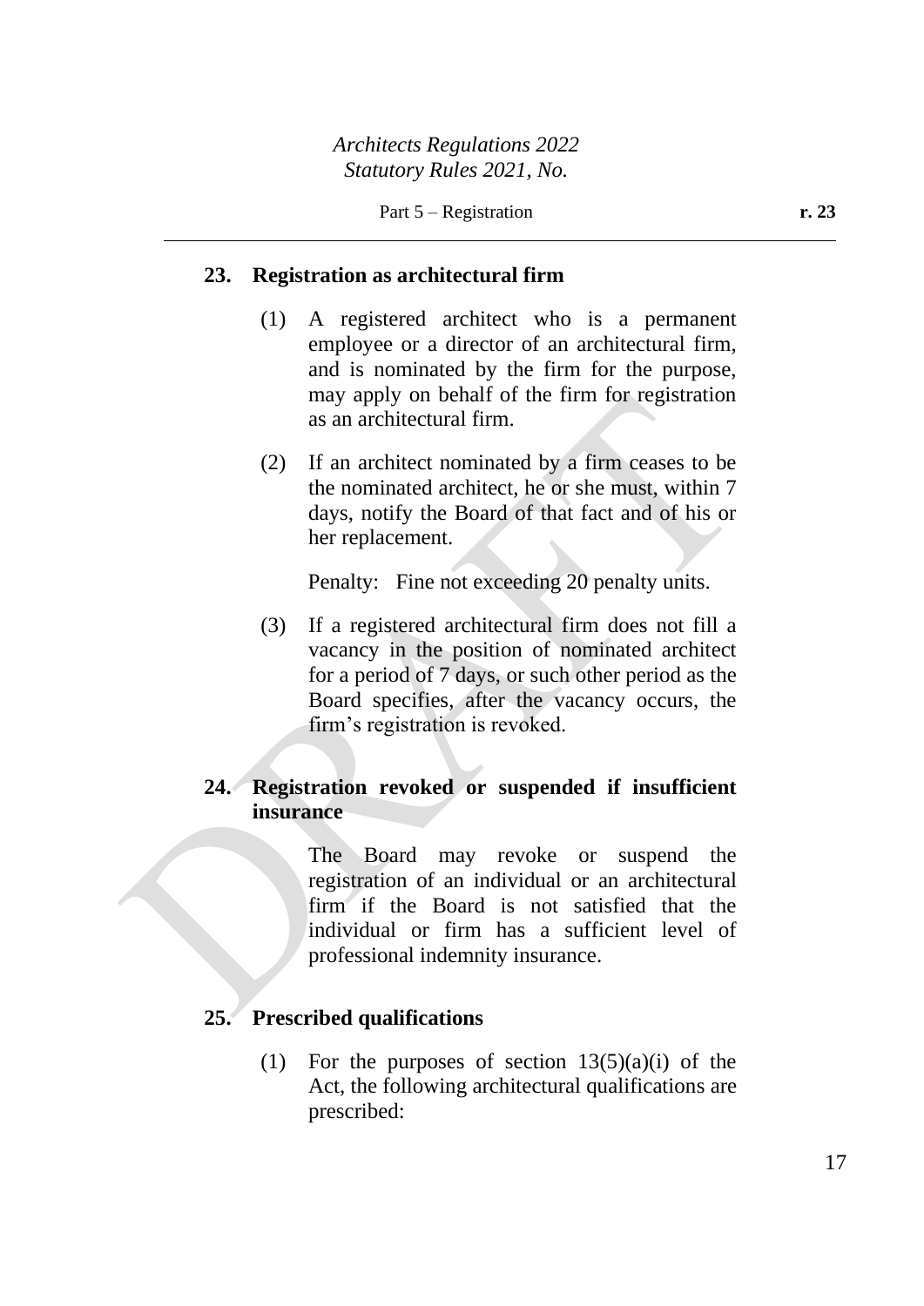## 23. Registration as architectural firm

(1) A registered architect who is a permanent employee or a director of an architectural firm, and is nominated by the firm for the purpose, may apply on behalf of the firm for registration as an architectural firm.

(2) If an architect nominated by a firm ceases to be the nominated architect, he or she must, within 7 days, notify the Board of that fact and of his or her replacement.

Penalty: Fine not exceeding 20 penalty units.

(3) If a registered architectural firm does not fill a vacancy in the position of nominated architect for a period of 7 days, or such other period as the Board specifies, after the vacancy occurs, the firm's registration is revoked.

## 24. Registration revoked or suspended if insufficient insurance

The Board may revoke or suspend the registration of an individual or an architectural firm if the Board is not satisfied that the individual or firm has a sufficient level of professional indemnity insurance.

## 25. Prescribed qualifications

(1) For the purposes of section 13(5)(a)(i) of the Act, the following architectural qualifications are prescribed: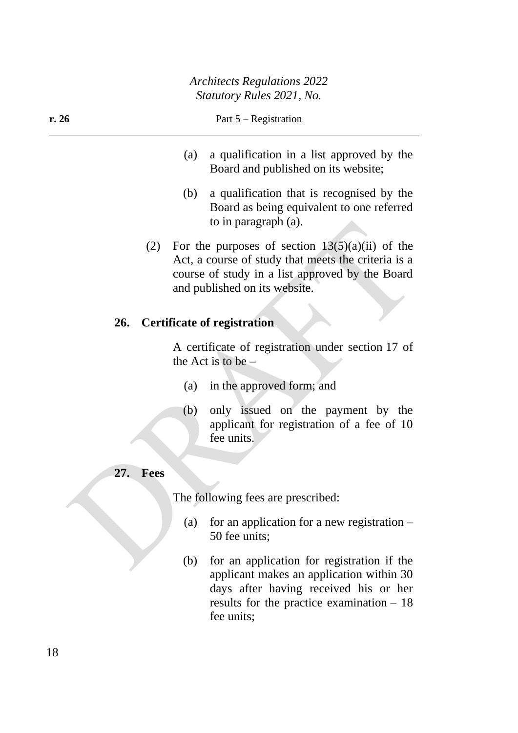(a) a qualification in a list approved by the Board and published on its website;

(b) a qualification that is recognised by the Board as being equivalent to one referred to in paragraph (a).

(2) For the purposes of section 13(5)(a)(ii) of the Act, a course of study that meets the criteria is a course of study in a list approved by the Board and published on its website.

**26. Certificate of registration**

A certificate of registration under section 17 of the Act is to be –

(a) in the approved form; and

(b) only issued on the payment by the applicant for registration of a fee of 10 fee units.

**27. Fees**

The following fees are prescribed:

(a) for an application for a new registration – 50 fee units;

(b) for an application for registration if the applicant makes an application within 30 days after having received his or her results for the practice examination – 18 fee units;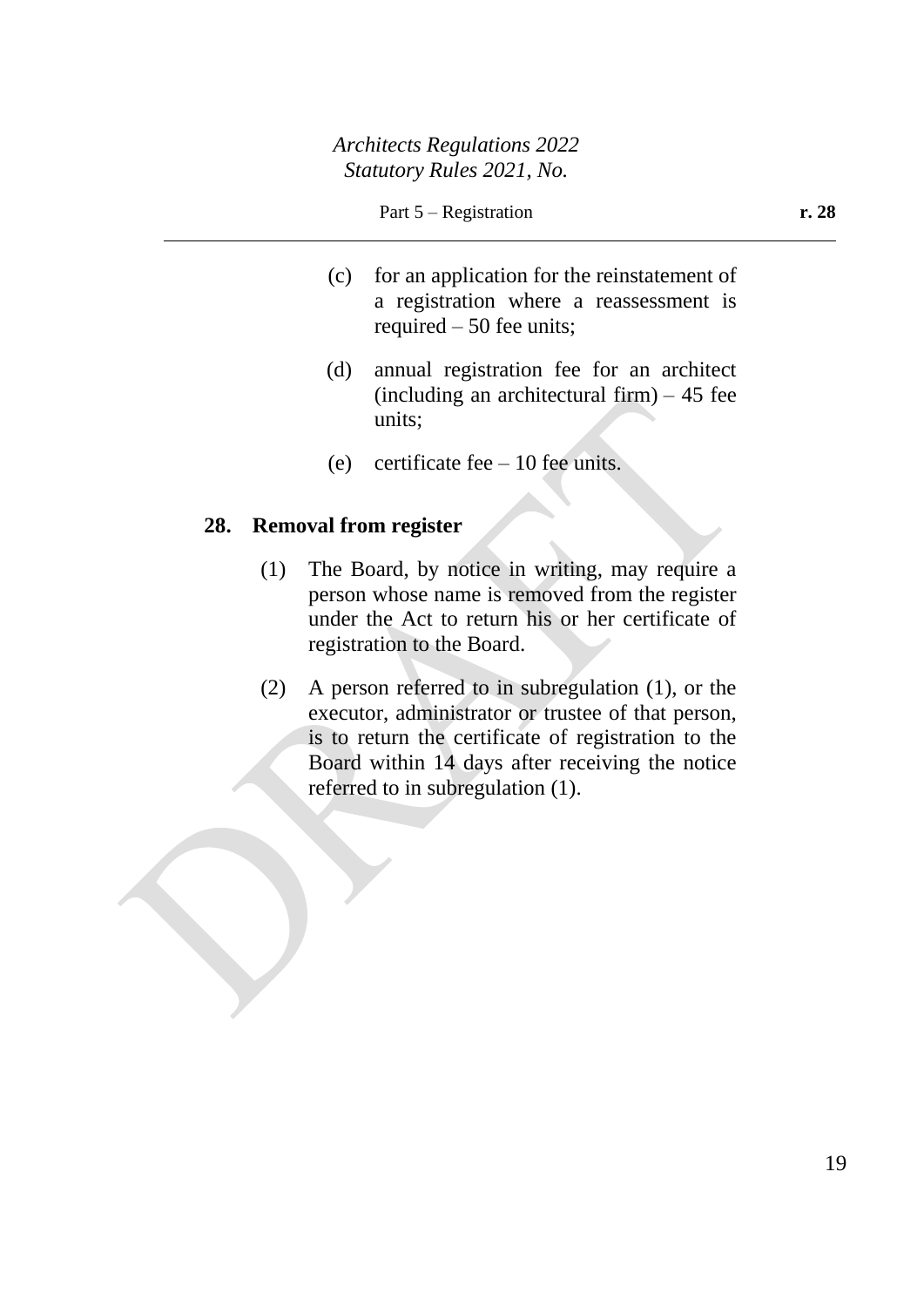(c) for an application for the reinstatement of a registration where a reassessment is required – 50 fee units;

(d) annual registration fee for an architect (including an architectural firm) – 45 fee units;

(e) certificate fee – 10 fee units.

## 28. Removal from register

(1) The Board, by notice in writing, may require a person whose name is removed from the register under the Act to return his or her certificate of registration to the Board.

(2) A person referred to in subregulation (1), or the executor, administrator or trustee of that person, is to return the certificate of registration to the Board within 14 days after receiving the notice referred to in subregulation (1).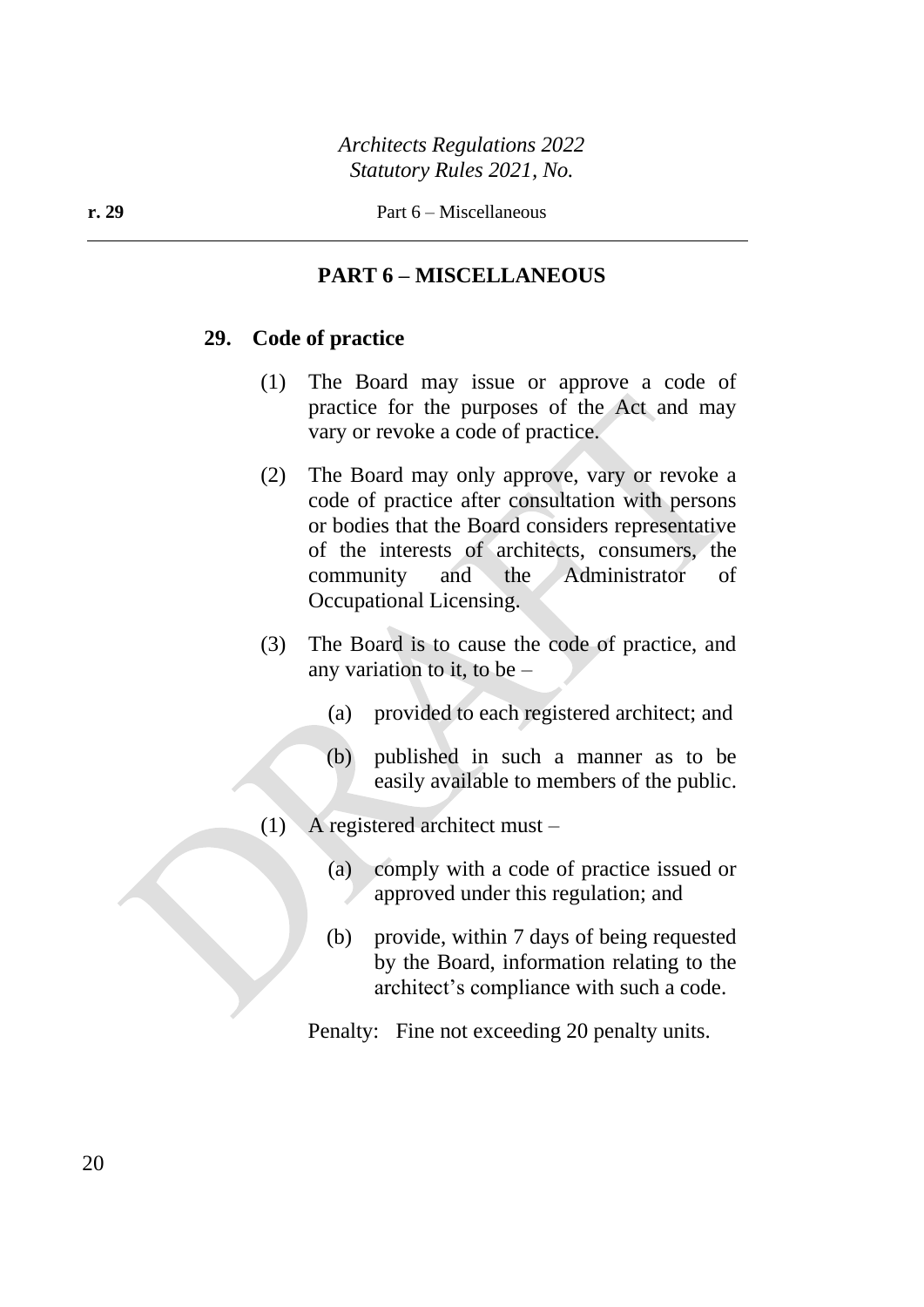## PART 6 – MISCELLANEOUS

### 29. Code of practice

(1) The Board may issue or approve a code of practice for the purposes of the Act and may vary or revoke a code of practice.

(2) The Board may only approve, vary or revoke a code of practice after consultation with persons or bodies that the Board considers representative of the interests of architects, consumers, the community and the Administrator of Occupational Licensing.

(3) The Board is to cause the code of practice, and any variation to it, to be –

   (a) provided to each registered architect; and

   (b) published in such a manner as to be easily available to members of the public.

(1) A registered architect must –

   (a) comply with a code of practice issued or approved under this regulation; and

   (b) provide, within 7 days of being requested by the Board, information relating to the architect's compliance with such a code.

Penalty: Fine not exceeding 20 penalty units.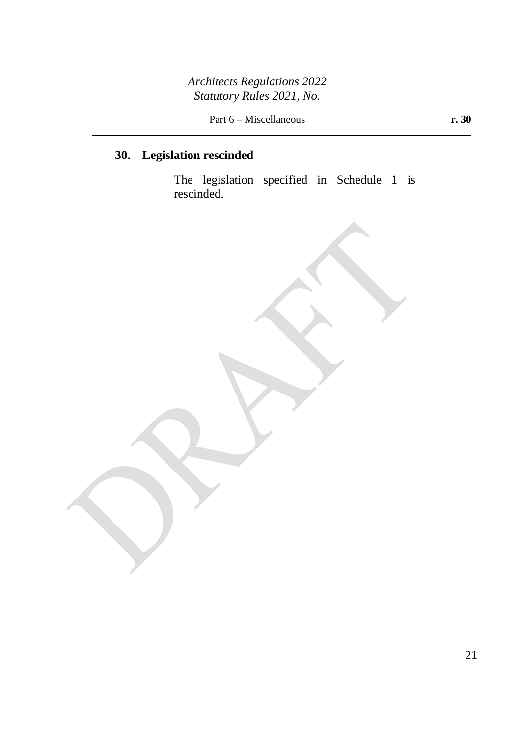## 30. Legislation rescinded

The legislation specified in Schedule 1 is rescinded.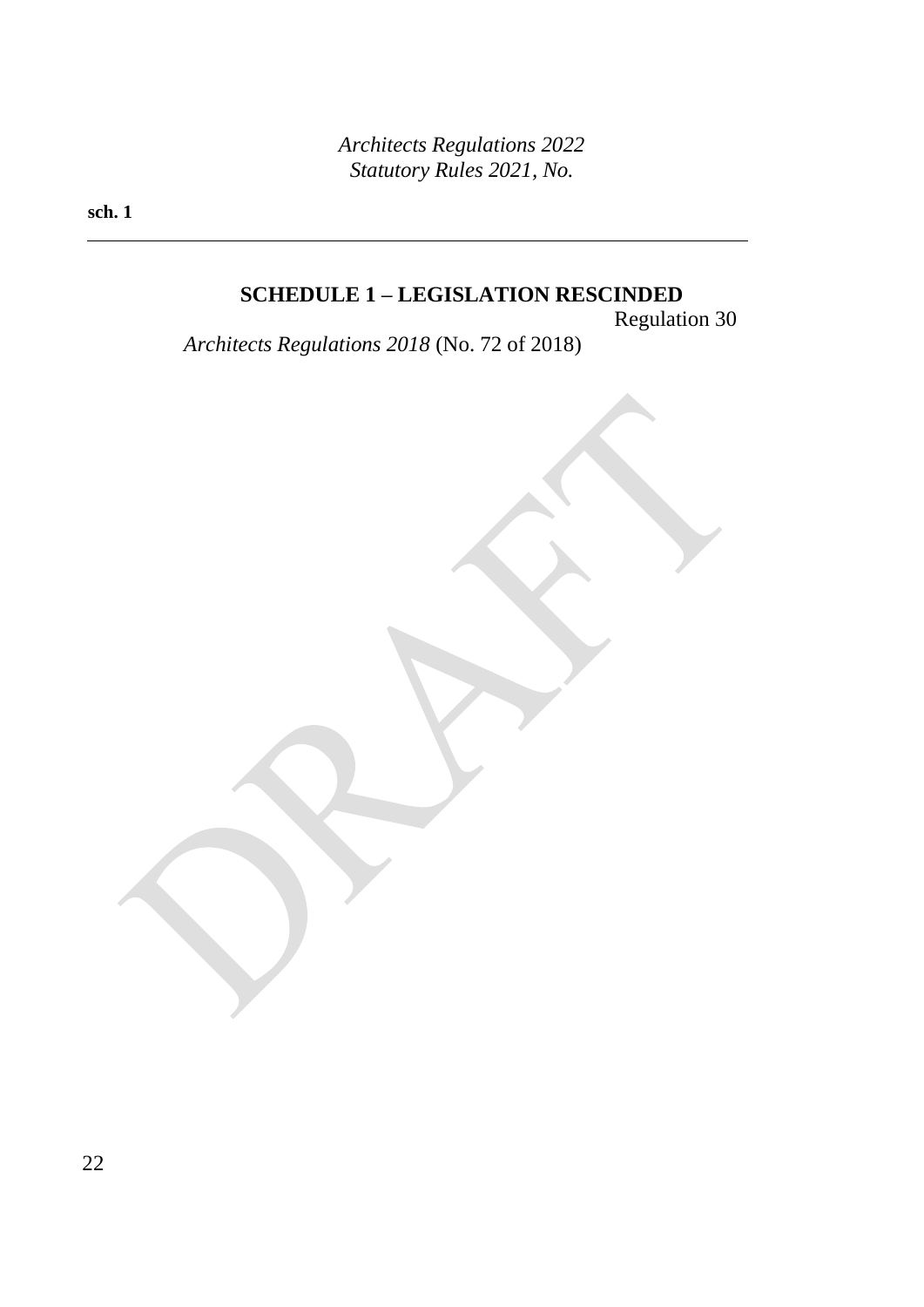## SCHEDULE 1 – LEGISLATION RESCINDED

Regulation 30

*Architects Regulations 2018* (No. 72 of 2018)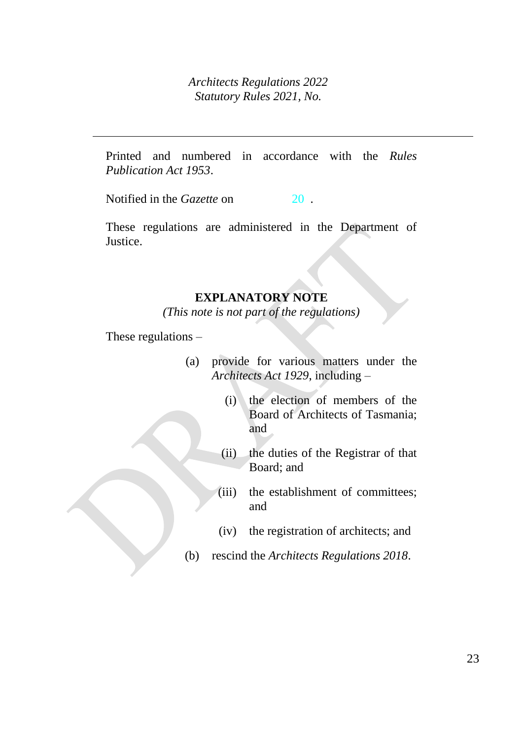*Architects Regulations 2022*
*Statutory Rules 2021, No.*

---

Printed and numbered in accordance with the *Rules Publication Act 1953*.

Notified in the *Gazette* on 20 .

These regulations are administered in the Department of Justice.

**EXPLANATORY NOTE**

*(This note is not part of the regulations)*

These regulations –

(a) provide for various matters under the *Architects Act 1929*, including –

(i) the election of members of the Board of Architects of Tasmania; and

(ii) the duties of the Registrar of that Board; and

(iii) the establishment of committees; and

(iv) the registration of architects; and

(b) rescind the *Architects Regulations 2018*.